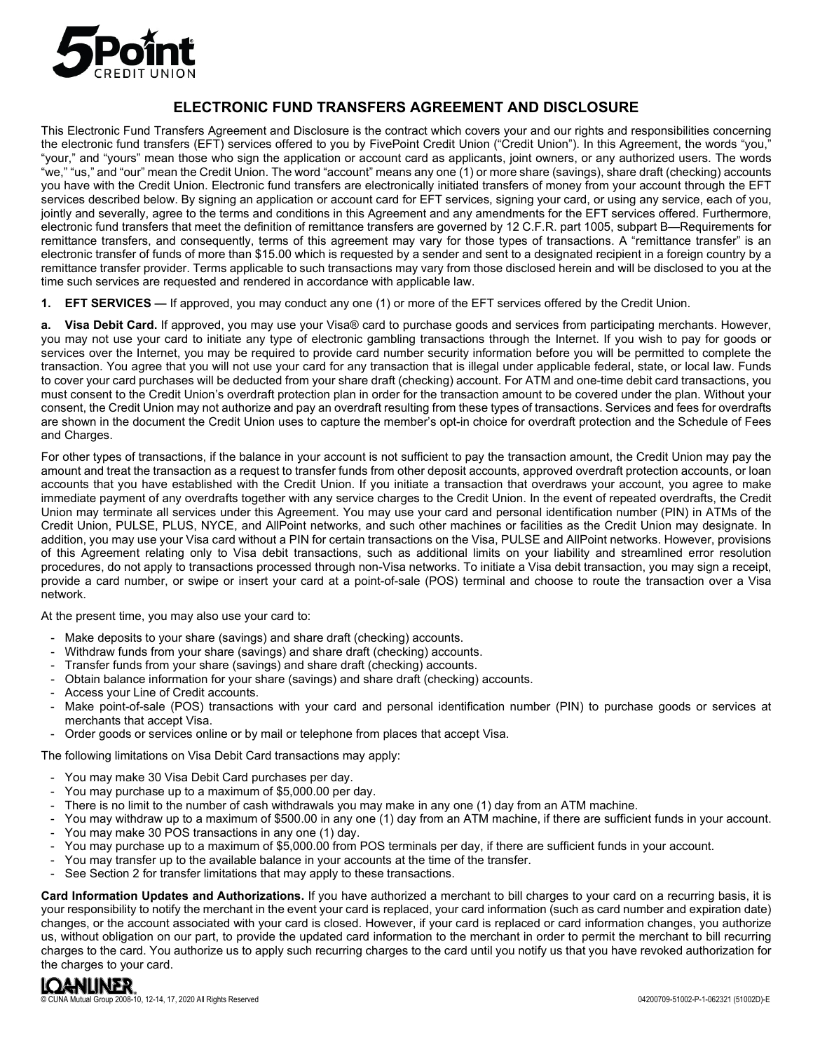# ELECTRONIC FUND TRANSFERS AGREEMENT AND DISCLOSURE

This Electronic Fund Transfers Agreement and Disclosure is the contract which covers your and our rights and responsibilities concerning the electronic fund transfers (EFT) services offered to you by FivePoint Credit Union ("Credit Union"). In this Agreement, the words "you," "your," and "yours" mean those who sign the application or account card as applicants, joint owners, or any authorized users. The words "we," "us," and "our" mean the Credit Union. The word "account" means any one (1) or more share (savings), share draft (checking) accounts you have with the Credit Union. Electronic fund transfers are electronically initiated transfers of money from your account through the EFT services described below. By signing an application or account card for EFT services, signing your card, or using any service, each of you, jointly and severally, agree to the terms and conditions in this Agreement and any amendments for the EFT services offered. Furthermore, electronic fund transfers that meet the definition of remittance transfers are governed by 12 C.F.R. part 1005, subpart B—Requirements for remittance transfers, and consequently, terms of this agreement may vary for those types of transactions. A "remittance transfer" is an electronic transfer of funds of more than $15.00 which is requested by a sender and sent to a designated recipient in a foreign country by a remittance transfer provider. Terms applicable to such transactions may vary from those disclosed herein and will be disclosed to you at the time such services are requested and rendered in accordance with applicable law.

**1. EFT SERVICES —** If approved, you may conduct any one (1) or more of the EFT services offered by the Credit Union.

**a. Visa Debit Card.** If approved, you may use your Visa® card to purchase goods and services from participating merchants. However, you may not use your card to initiate any type of electronic gambling transactions through the Internet. If you wish to pay for goods or services over the Internet, you may be required to provide card number security information before you will be permitted to complete the transaction. You agree that you will not use your card for any transaction that is illegal under applicable federal, state, or local law. Funds to cover your card purchases will be deducted from your share draft (checking) account. For ATM and one-time debit card transactions, you must consent to the Credit Union's overdraft protection plan in order for the transaction amount to be covered under the plan. Without your consent, the Credit Union may not authorize and pay an overdraft resulting from these types of transactions. Services and fees for overdrafts are shown in the document the Credit Union uses to capture the member's opt-in choice for overdraft protection and the Schedule of Fees and Charges.

For other types of transactions, if the balance in your account is not sufficient to pay the transaction amount, the Credit Union may pay the amount and treat the transaction as a request to transfer funds from other deposit accounts, approved overdraft protection accounts, or loan accounts that you have established with the Credit Union. If you initiate a transaction that overdraws your account, you agree to make immediate payment of any overdrafts together with any service charges to the Credit Union. In the event of repeated overdrafts, the Credit Union may terminate all services under this Agreement. You may use your card and personal identification number (PIN) in ATMs of the Credit Union, PULSE, PLUS, NYCE, and AllPoint networks, and such other machines or facilities as the Credit Union may designate. In addition, you may use your Visa card without a PIN for certain transactions on the Visa, PULSE and AllPoint networks. However, provisions of this Agreement relating only to Visa debit transactions, such as additional limits on your liability and streamlined error resolution procedures, do not apply to transactions processed through non-Visa networks. To initiate a Visa debit transaction, you may sign a receipt, provide a card number, or swipe or insert your card at a point-of-sale (POS) terminal and choose to route the transaction over a Visa network.

At the present time, you may also use your card to:

- Make deposits to your share (savings) and share draft (checking) accounts.
- Withdraw funds from your share (savings) and share draft (checking) accounts.
- Transfer funds from your share (savings) and share draft (checking) accounts.
- Obtain balance information for your share (savings) and share draft (checking) accounts.
- Access your Line of Credit accounts.
- Make point-of-sale (POS) transactions with your card and personal identification number (PIN) to purchase goods or services at merchants that accept Visa.
- Order goods or services online or by mail or telephone from places that accept Visa.

The following limitations on Visa Debit Card transactions may apply:

- You may make 30 Visa Debit Card purchases per day.
- You may purchase up to a maximum of $5,000.00 per day.
- There is no limit to the number of cash withdrawals you may make in any one (1) day from an ATM machine.
- You may withdraw up to a maximum of $500.00 in any one (1) day from an ATM machine, if there are sufficient funds in your account.
- You may make 30 POS transactions in any one (1) day.
- You may purchase up to a maximum of $5,000.00 from POS terminals per day, if there are sufficient funds in your account.
- You may transfer up to the available balance in your accounts at the time of the transfer.
- See Section 2 for transfer limitations that may apply to these transactions.

**Card Information Updates and Authorizations.** If you have authorized a merchant to bill charges to your card on a recurring basis, it is your responsibility to notify the merchant in the event your card is replaced, your card information (such as card number and expiration date) changes, or the account associated with your card is closed. However, if your card is replaced or card information changes, you authorize us, without obligation on our part, to provide the updated card information to the merchant in order to permit the merchant to bill recurring charges to the card. You authorize us to apply such recurring charges to the card until you notify us that you have revoked authorization for the charges to your card.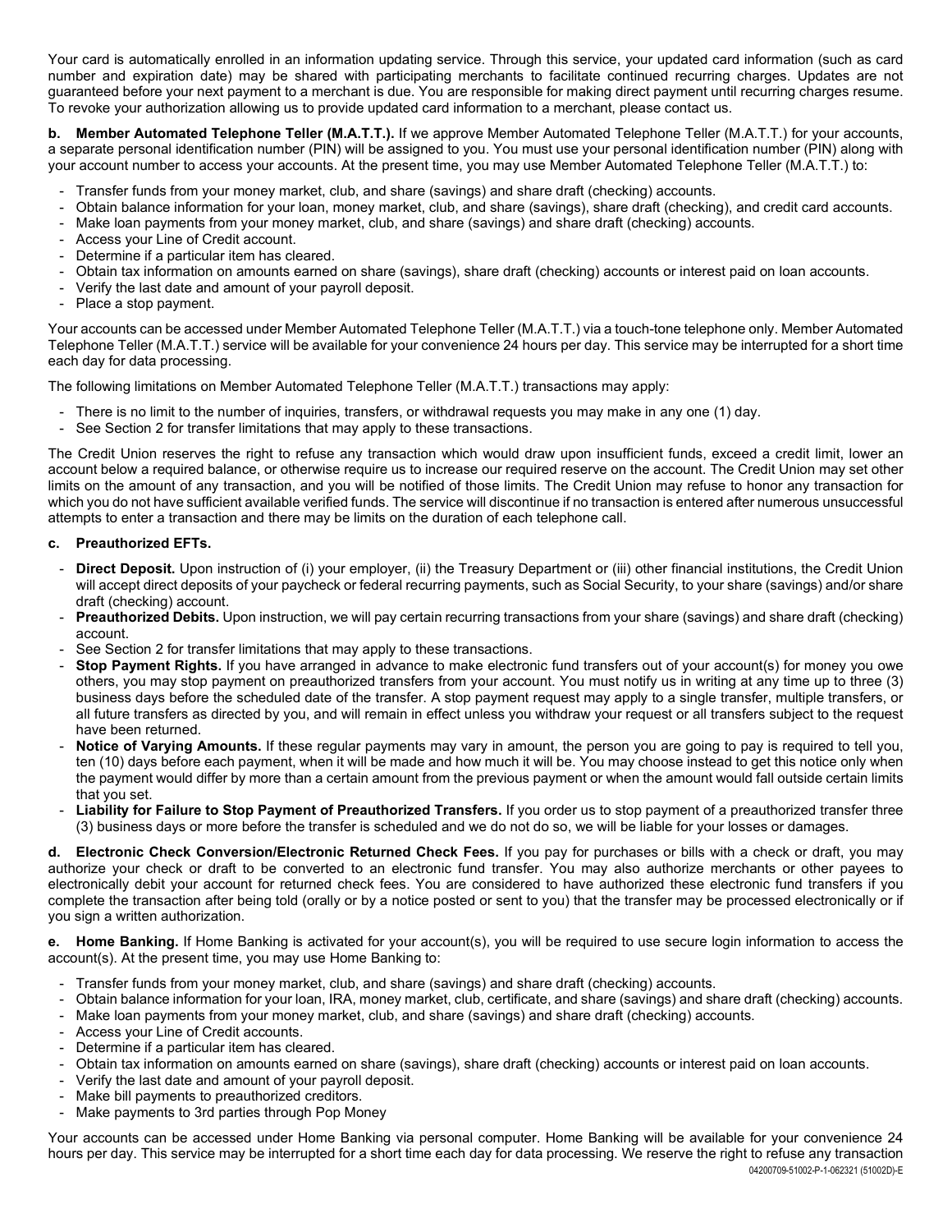Your card is automatically enrolled in an information updating service. Through this service, your updated card information (such as card number and expiration date) may be shared with participating merchants to facilitate continued recurring charges. Updates are not guaranteed before your next payment to a merchant is due. You are responsible for making direct payment until recurring charges resume. To revoke your authorization allowing us to provide updated card information to a merchant, please contact us.

**b. Member Automated Telephone Teller (M.A.T.T.).** If we approve Member Automated Telephone Teller (M.A.T.T.) for your accounts, a separate personal identification number (PIN) will be assigned to you. You must use your personal identification number (PIN) along with your account number to access your accounts. At the present time, you may use Member Automated Telephone Teller (M.A.T.T.) to:

- Transfer funds from your money market, club, and share (savings) and share draft (checking) accounts.
- Obtain balance information for your loan, money market, club, and share (savings), share draft (checking), and credit card accounts.
- Make loan payments from your money market, club, and share (savings) and share draft (checking) accounts.
- Access your Line of Credit account.
- Determine if a particular item has cleared.
- Obtain tax information on amounts earned on share (savings), share draft (checking) accounts or interest paid on loan accounts.
- Verify the last date and amount of your payroll deposit.
- Place a stop payment.

Your accounts can be accessed under Member Automated Telephone Teller (M.A.T.T.) via a touch-tone telephone only. Member Automated Telephone Teller (M.A.T.T.) service will be available for your convenience 24 hours per day. This service may be interrupted for a short time each day for data processing.

The following limitations on Member Automated Telephone Teller (M.A.T.T.) transactions may apply:

- There is no limit to the number of inquiries, transfers, or withdrawal requests you may make in any one (1) day.
- See Section 2 for transfer limitations that may apply to these transactions.

The Credit Union reserves the right to refuse any transaction which would draw upon insufficient funds, exceed a credit limit, lower an account below a required balance, or otherwise require us to increase our required reserve on the account. The Credit Union may set other limits on the amount of any transaction, and you will be notified of those limits. The Credit Union may refuse to honor any transaction for which you do not have sufficient available verified funds. The service will discontinue if no transaction is entered after numerous unsuccessful attempts to enter a transaction and there may be limits on the duration of each telephone call.

**c. Preauthorized EFTs.**

- **Direct Deposit.** Upon instruction of (i) your employer, (ii) the Treasury Department or (iii) other financial institutions, the Credit Union will accept direct deposits of your paycheck or federal recurring payments, such as Social Security, to your share (savings) and/or share draft (checking) account.
- **Preauthorized Debits.** Upon instruction, we will pay certain recurring transactions from your share (savings) and share draft (checking) account.
- See Section 2 for transfer limitations that may apply to these transactions.
- **Stop Payment Rights.** If you have arranged in advance to make electronic fund transfers out of your account(s) for money you owe others, you may stop payment on preauthorized transfers from your account. You must notify us in writing at any time up to three (3) business days before the scheduled date of the transfer. A stop payment request may apply to a single transfer, multiple transfers, or all future transfers as directed by you, and will remain in effect unless you withdraw your request or all transfers subject to the request have been returned.
- **Notice of Varying Amounts.** If these regular payments may vary in amount, the person you are going to pay is required to tell you, ten (10) days before each payment, when it will be made and how much it will be. You may choose instead to get this notice only when the payment would differ by more than a certain amount from the previous payment or when the amount would fall outside certain limits that you set.
- **Liability for Failure to Stop Payment of Preauthorized Transfers.** If you order us to stop payment of a preauthorized transfer three (3) business days or more before the transfer is scheduled and we do not do so, we will be liable for your losses or damages.

**d. Electronic Check Conversion/Electronic Returned Check Fees.** If you pay for purchases or bills with a check or draft, you may authorize your check or draft to be converted to an electronic fund transfer. You may also authorize merchants or other payees to electronically debit your account for returned check fees. You are considered to have authorized these electronic fund transfers if you complete the transaction after being told (orally or by a notice posted or sent to you) that the transfer may be processed electronically or if you sign a written authorization.

**e. Home Banking.** If Home Banking is activated for your account(s), you will be required to use secure login information to access the account(s). At the present time, you may use Home Banking to:

- Transfer funds from your money market, club, and share (savings) and share draft (checking) accounts.
- Obtain balance information for your loan, IRA, money market, club, certificate, and share (savings) and share draft (checking) accounts.
- Make loan payments from your money market, club, and share (savings) and share draft (checking) accounts.
- Access your Line of Credit accounts.
- Determine if a particular item has cleared.
- Obtain tax information on amounts earned on share (savings), share draft (checking) accounts or interest paid on loan accounts.
- Verify the last date and amount of your payroll deposit.
- Make bill payments to preauthorized creditors.
- Make payments to 3rd parties through Pop Money

Your accounts can be accessed under Home Banking via personal computer. Home Banking will be available for your convenience 24 hours per day. This service may be interrupted for a short time each day for data processing. We reserve the right to refuse any transaction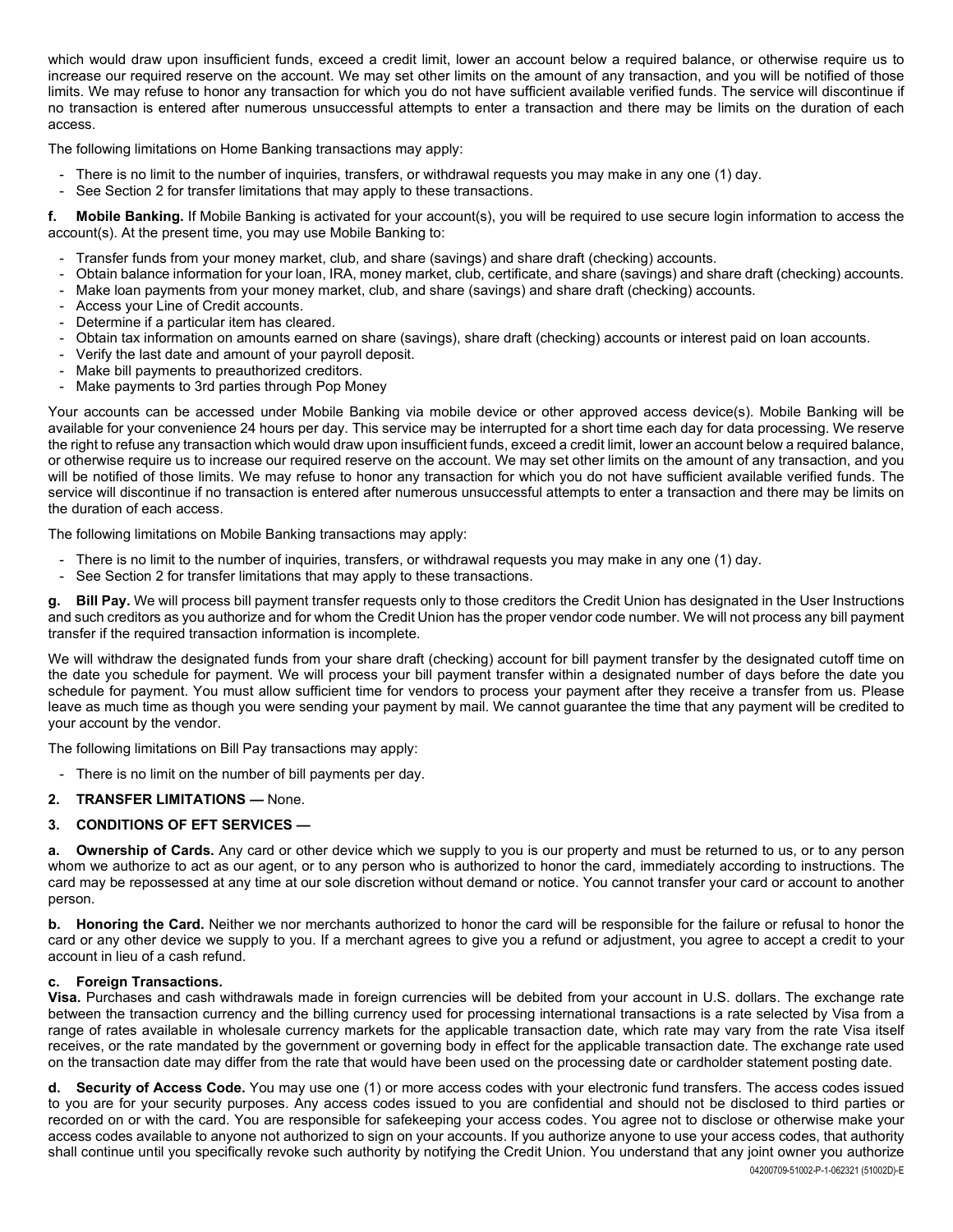which would draw upon insufficient funds, exceed a credit limit, lower an account below a required balance, or otherwise require us to increase our required reserve on the account. We may set other limits on the amount of any transaction, and you will be notified of those limits. We may refuse to honor any transaction for which you do not have sufficient available verified funds. The service will discontinue if no transaction is entered after numerous unsuccessful attempts to enter a transaction and there may be limits on the duration of each access.

The following limitations on Home Banking transactions may apply:

- There is no limit to the number of inquiries, transfers, or withdrawal requests you may make in any one (1) day.
- See Section 2 for transfer limitations that may apply to these transactions.

**f. Mobile Banking.** If Mobile Banking is activated for your account(s), you will be required to use secure login information to access the account(s). At the present time, you may use Mobile Banking to:

- Transfer funds from your money market, club, and share (savings) and share draft (checking) accounts.
- Obtain balance information for your loan, IRA, money market, club, certificate, and share (savings) and share draft (checking) accounts.
- Make loan payments from your money market, club, and share (savings) and share draft (checking) accounts.
- Access your Line of Credit accounts.
- Determine if a particular item has cleared.
- Obtain tax information on amounts earned on share (savings), share draft (checking) accounts or interest paid on loan accounts.
- Verify the last date and amount of your payroll deposit.
- Make bill payments to preauthorized creditors.
- Make payments to 3rd parties through Pop Money

Your accounts can be accessed under Mobile Banking via mobile device or other approved access device(s). Mobile Banking will be available for your convenience 24 hours per day. This service may be interrupted for a short time each day for data processing. We reserve the right to refuse any transaction which would draw upon insufficient funds, exceed a credit limit, lower an account below a required balance, or otherwise require us to increase our required reserve on the account. We may set other limits on the amount of any transaction, and you will be notified of those limits. We may refuse to honor any transaction for which you do not have sufficient available verified funds. The service will discontinue if no transaction is entered after numerous unsuccessful attempts to enter a transaction and there may be limits on the duration of each access.

The following limitations on Mobile Banking transactions may apply:

- There is no limit to the number of inquiries, transfers, or withdrawal requests you may make in any one (1) day.
- See Section 2 for transfer limitations that may apply to these transactions.

**g. Bill Pay.** We will process bill payment transfer requests only to those creditors the Credit Union has designated in the User Instructions and such creditors as you authorize and for whom the Credit Union has the proper vendor code number. We will not process any bill payment transfer if the required transaction information is incomplete.

We will withdraw the designated funds from your share draft (checking) account for bill payment transfer by the designated cutoff time on the date you schedule for payment. We will process your bill payment transfer within a designated number of days before the date you schedule for payment. You must allow sufficient time for vendors to process your payment after they receive a transfer from us. Please leave as much time as though you were sending your payment by mail. We cannot guarantee the time that any payment will be credited to your account by the vendor.

The following limitations on Bill Pay transactions may apply:

- There is no limit on the number of bill payments per day.

**2. TRANSFER LIMITATIONS —** None.

**3. CONDITIONS OF EFT SERVICES —**

**a. Ownership of Cards.** Any card or other device which we supply to you is our property and must be returned to us, or to any person whom we authorize to act as our agent, or to any person who is authorized to honor the card, immediately according to instructions. The card may be repossessed at any time at our sole discretion without demand or notice. You cannot transfer your card or account to another person.

**b. Honoring the Card.** Neither we nor merchants authorized to honor the card will be responsible for the failure or refusal to honor the card or any other device we supply to you. If a merchant agrees to give you a refund or adjustment, you agree to accept a credit to your account in lieu of a cash refund.

**c. Foreign Transactions.**
**Visa.** Purchases and cash withdrawals made in foreign currencies will be debited from your account in U.S. dollars. The exchange rate between the transaction currency and the billing currency used for processing international transactions is a rate selected by Visa from a range of rates available in wholesale currency markets for the applicable transaction date, which rate may vary from the rate Visa itself receives, or the rate mandated by the government or governing body in effect for the applicable transaction date. The exchange rate used on the transaction date may differ from the rate that would have been used on the processing date or cardholder statement posting date.

**d. Security of Access Code.** You may use one (1) or more access codes with your electronic fund transfers. The access codes issued to you are for your security purposes. Any access codes issued to you are confidential and should not be disclosed to third parties or recorded on or with the card. You are responsible for safekeeping your access codes. You agree not to disclose or otherwise make your access codes available to anyone not authorized to sign on your accounts. If you authorize anyone to use your access codes, that authority shall continue until you specifically revoke such authority by notifying the Credit Union. You understand that any joint owner you authorize

04200709-51002-P-1-062321 (51002D)-E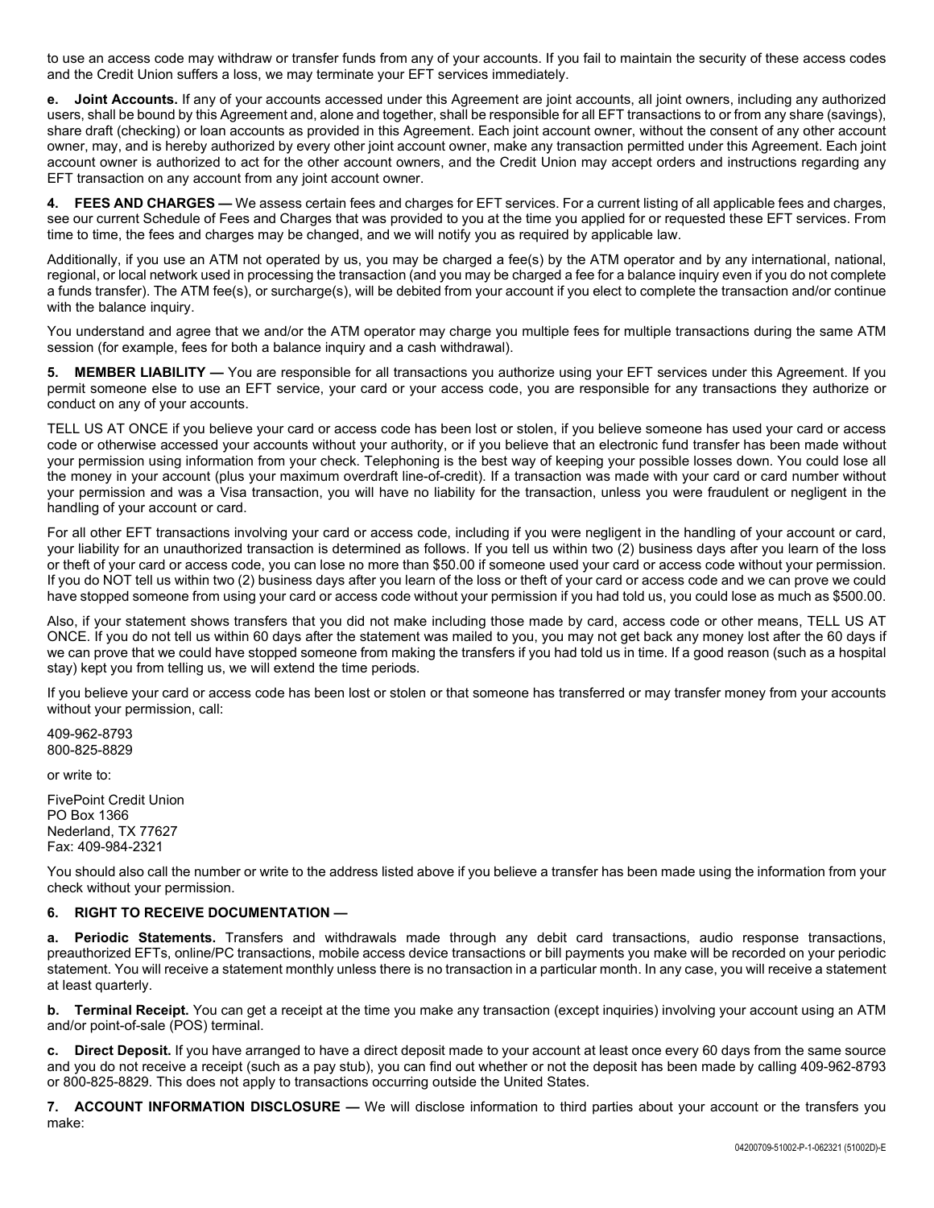to use an access code may withdraw or transfer funds from any of your accounts. If you fail to maintain the security of these access codes and the Credit Union suffers a loss, we may terminate your EFT services immediately.

**e. Joint Accounts.** If any of your accounts accessed under this Agreement are joint accounts, all joint owners, including any authorized users, shall be bound by this Agreement and, alone and together, shall be responsible for all EFT transactions to or from any share (savings), share draft (checking) or loan accounts as provided in this Agreement. Each joint account owner, without the consent of any other account owner, may, and is hereby authorized by every other joint account owner, make any transaction permitted under this Agreement. Each joint account owner is authorized to act for the other account owners, and the Credit Union may accept orders and instructions regarding any EFT transaction on any account from any joint account owner.

**4. FEES AND CHARGES —** We assess certain fees and charges for EFT services. For a current listing of all applicable fees and charges, see our current Schedule of Fees and Charges that was provided to you at the time you applied for or requested these EFT services. From time to time, the fees and charges may be changed, and we will notify you as required by applicable law.

Additionally, if you use an ATM not operated by us, you may be charged a fee(s) by the ATM operator and by any international, national, regional, or local network used in processing the transaction (and you may be charged a fee for a balance inquiry even if you do not complete a funds transfer). The ATM fee(s), or surcharge(s), will be debited from your account if you elect to complete the transaction and/or continue with the balance inquiry.

You understand and agree that we and/or the ATM operator may charge you multiple fees for multiple transactions during the same ATM session (for example, fees for both a balance inquiry and a cash withdrawal).

**5. MEMBER LIABILITY —** You are responsible for all transactions you authorize using your EFT services under this Agreement. If you permit someone else to use an EFT service, your card or your access code, you are responsible for any transactions they authorize or conduct on any of your accounts.

TELL US AT ONCE if you believe your card or access code has been lost or stolen, if you believe someone has used your card or access code or otherwise accessed your accounts without your authority, or if you believe that an electronic fund transfer has been made without your permission using information from your check. Telephoning is the best way of keeping your possible losses down. You could lose all the money in your account (plus your maximum overdraft line-of-credit). If a transaction was made with your card or card number without your permission and was a Visa transaction, you will have no liability for the transaction, unless you were fraudulent or negligent in the handling of your account or card.

For all other EFT transactions involving your card or access code, including if you were negligent in the handling of your account or card, your liability for an unauthorized transaction is determined as follows. If you tell us within two (2) business days after you learn of the loss or theft of your card or access code, you can lose no more than $50.00 if someone used your card or access code without your permission. If you do NOT tell us within two (2) business days after you learn of the loss or theft of your card or access code and we can prove we could have stopped someone from using your card or access code without your permission if you had told us, you could lose as much as $500.00.

Also, if your statement shows transfers that you did not make including those made by card, access code or other means, TELL US AT ONCE. If you do not tell us within 60 days after the statement was mailed to you, you may not get back any money lost after the 60 days if we can prove that we could have stopped someone from making the transfers if you had told us in time. If a good reason (such as a hospital stay) kept you from telling us, we will extend the time periods.

If you believe your card or access code has been lost or stolen or that someone has transferred or may transfer money from your accounts without your permission, call:

409-962-8793
800-825-8829

or write to:

FivePoint Credit Union
PO Box 1366
Nederland, TX 77627
Fax: 409-984-2321

You should also call the number or write to the address listed above if you believe a transfer has been made using the information from your check without your permission.

**6. RIGHT TO RECEIVE DOCUMENTATION —**

**a. Periodic Statements.** Transfers and withdrawals made through any debit card transactions, audio response transactions, preauthorized EFTs, online/PC transactions, mobile access device transactions or bill payments you make will be recorded on your periodic statement. You will receive a statement monthly unless there is no transaction in a particular month. In any case, you will receive a statement at least quarterly.

**b. Terminal Receipt.** You can get a receipt at the time you make any transaction (except inquiries) involving your account using an ATM and/or point-of-sale (POS) terminal.

**c. Direct Deposit.** If you have arranged to have a direct deposit made to your account at least once every 60 days from the same source and you do not receive a receipt (such as a pay stub), you can find out whether or not the deposit has been made by calling 409-962-8793 or 800-825-8829. This does not apply to transactions occurring outside the United States.

**7. ACCOUNT INFORMATION DISCLOSURE —** We will disclose information to third parties about your account or the transfers you make: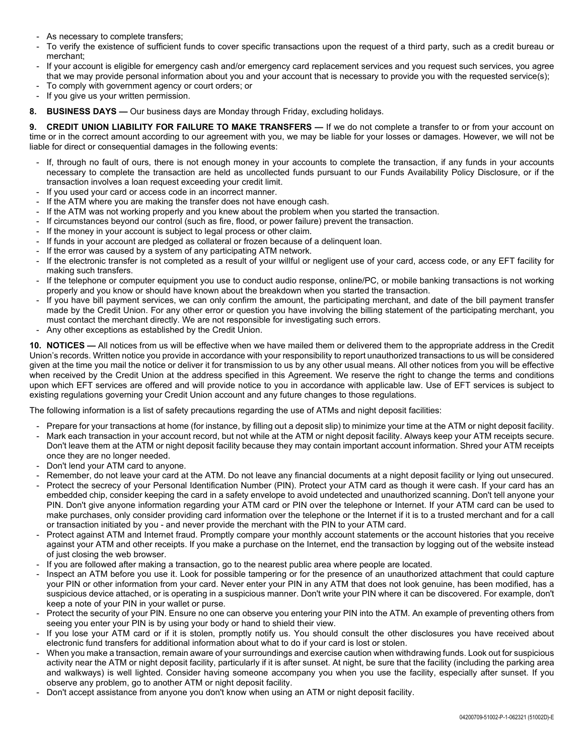- As necessary to complete transfers;
- To verify the existence of sufficient funds to cover specific transactions upon the request of a third party, such as a credit bureau or merchant;
- If your account is eligible for emergency cash and/or emergency card replacement services and you request such services, you agree that we may provide personal information about you and your account that is necessary to provide you with the requested service(s);
- To comply with government agency or court orders; or
- If you give us your written permission.

**8. BUSINESS DAYS —** Our business days are Monday through Friday, excluding holidays.

**9. CREDIT UNION LIABILITY FOR FAILURE TO MAKE TRANSFERS —** If we do not complete a transfer to or from your account on time or in the correct amount according to our agreement with you, we may be liable for your losses or damages. However, we will not be liable for direct or consequential damages in the following events:

- If, through no fault of ours, there is not enough money in your accounts to complete the transaction, if any funds in your accounts necessary to complete the transaction are held as uncollected funds pursuant to our Funds Availability Policy Disclosure, or if the transaction involves a loan request exceeding your credit limit.
- If you used your card or access code in an incorrect manner.
- If the ATM where you are making the transfer does not have enough cash.
- If the ATM was not working properly and you knew about the problem when you started the transaction.
- If circumstances beyond our control (such as fire, flood, or power failure) prevent the transaction.
- If the money in your account is subject to legal process or other claim.
- If funds in your account are pledged as collateral or frozen because of a delinquent loan.
- If the error was caused by a system of any participating ATM network.
- If the electronic transfer is not completed as a result of your willful or negligent use of your card, access code, or any EFT facility for making such transfers.
- If the telephone or computer equipment you use to conduct audio response, online/PC, or mobile banking transactions is not working properly and you know or should have known about the breakdown when you started the transaction.
- If you have bill payment services, we can only confirm the amount, the participating merchant, and date of the bill payment transfer made by the Credit Union. For any other error or question you have involving the billing statement of the participating merchant, you must contact the merchant directly. We are not responsible for investigating such errors.
- Any other exceptions as established by the Credit Union.

**10. NOTICES —** All notices from us will be effective when we have mailed them or delivered them to the appropriate address in the Credit Union's records. Written notice you provide in accordance with your responsibility to report unauthorized transactions to us will be considered given at the time you mail the notice or deliver it for transmission to us by any other usual means. All other notices from you will be effective when received by the Credit Union at the address specified in this Agreement. We reserve the right to change the terms and conditions upon which EFT services are offered and will provide notice to you in accordance with applicable law. Use of EFT services is subject to existing regulations governing your Credit Union account and any future changes to those regulations.

The following information is a list of safety precautions regarding the use of ATMs and night deposit facilities:

- Prepare for your transactions at home (for instance, by filling out a deposit slip) to minimize your time at the ATM or night deposit facility.
- Mark each transaction in your account record, but not while at the ATM or night deposit facility. Always keep your ATM receipts secure. Don't leave them at the ATM or night deposit facility because they may contain important account information. Shred your ATM receipts once they are no longer needed.
- Don't lend your ATM card to anyone.
- Remember, do not leave your card at the ATM. Do not leave any financial documents at a night deposit facility or lying out unsecured.
- Protect the secrecy of your Personal Identification Number (PIN). Protect your ATM card as though it were cash. If your card has an embedded chip, consider keeping the card in a safety envelope to avoid undetected and unauthorized scanning. Don't tell anyone your PIN. Don't give anyone information regarding your ATM card or PIN over the telephone or Internet. If your ATM card can be used to make purchases, only consider providing card information over the telephone or the Internet if it is to a trusted merchant and for a call or transaction initiated by you - and never provide the merchant with the PIN to your ATM card.
- Protect against ATM and Internet fraud. Promptly compare your monthly account statements or the account histories that you receive against your ATM and other receipts. If you make a purchase on the Internet, end the transaction by logging out of the website instead of just closing the web browser.
- If you are followed after making a transaction, go to the nearest public area where people are located.
- Inspect an ATM before you use it. Look for possible tampering or for the presence of an unauthorized attachment that could capture your PIN or other information from your card. Never enter your PIN in any ATM that does not look genuine, has been modified, has a suspicious device attached, or is operating in a suspicious manner. Don't write your PIN where it can be discovered. For example, don't keep a note of your PIN in your wallet or purse.
- Protect the security of your PIN. Ensure no one can observe you entering your PIN into the ATM. An example of preventing others from seeing you enter your PIN is by using your body or hand to shield their view.
- If you lose your ATM card or if it is stolen, promptly notify us. You should consult the other disclosures you have received about electronic fund transfers for additional information about what to do if your card is lost or stolen.
- When you make a transaction, remain aware of your surroundings and exercise caution when withdrawing funds. Look out for suspicious activity near the ATM or night deposit facility, particularly if it is after sunset. At night, be sure that the facility (including the parking area and walkways) is well lighted. Consider having someone accompany you when you use the facility, especially after sunset. If you observe any problem, go to another ATM or night deposit facility.
- Don't accept assistance from anyone you don't know when using an ATM or night deposit facility.

04200709-51002-P-1-062321 (51002D)-E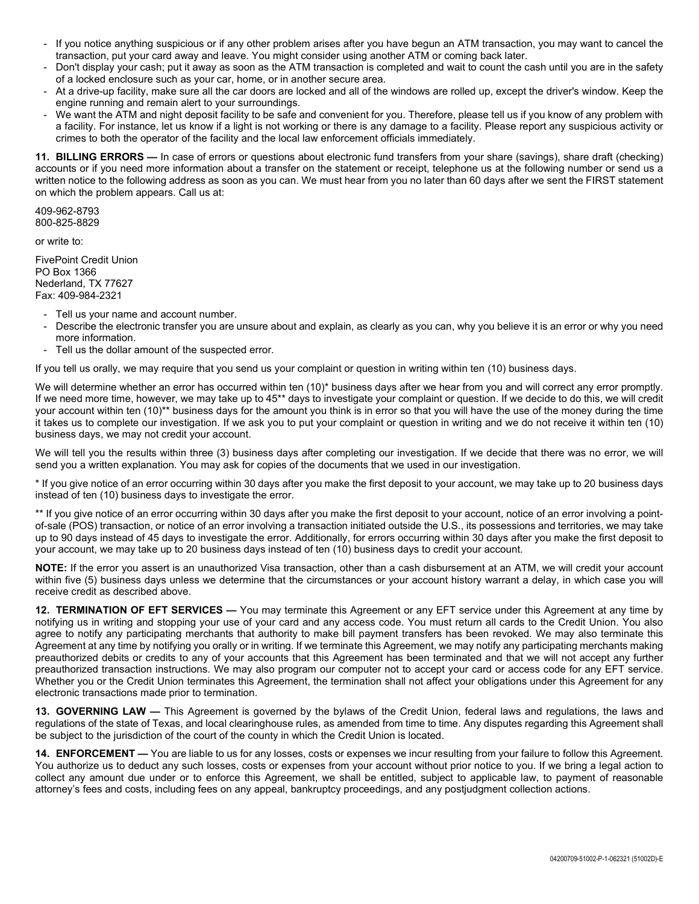- If you notice anything suspicious or if any other problem arises after you have begun an ATM transaction, you may want to cancel the transaction, put your card away and leave. You might consider using another ATM or coming back later.
- Don't display your cash; put it away as soon as the ATM transaction is completed and wait to count the cash until you are in the safety of a locked enclosure such as your car, home, or in another secure area.
- At a drive-up facility, make sure all the car doors are locked and all of the windows are rolled up, except the driver's window. Keep the engine running and remain alert to your surroundings.
- We want the ATM and night deposit facility to be safe and convenient for you. Therefore, please tell us if you know of any problem with a facility. For instance, let us know if a light is not working or there is any damage to a facility. Please report any suspicious activity or crimes to both the operator of the facility and the local law enforcement officials immediately.

**11. BILLING ERRORS —** In case of errors or questions about electronic fund transfers from your share (savings), share draft (checking) accounts or if you need more information about a transfer on the statement or receipt, telephone us at the following number or send us a written notice to the following address as soon as you can. We must hear from you no later than 60 days after we sent the FIRST statement on which the problem appears. Call us at:

409-962-8793
800-825-8829

or write to:

FivePoint Credit Union
PO Box 1366
Nederland, TX 77627
Fax: 409-984-2321

- Tell us your name and account number.
- Describe the electronic transfer you are unsure about and explain, as clearly as you can, why you believe it is an error or why you need more information.
- Tell us the dollar amount of the suspected error.

If you tell us orally, we may require that you send us your complaint or question in writing within ten (10) business days.

We will determine whether an error has occurred within ten (10)* business days after we hear from you and will correct any error promptly. If we need more time, however, we may take up to 45** days to investigate your complaint or question. If we decide to do this, we will credit your account within ten (10)** business days for the amount you think is in error so that you will have the use of the money during the time it takes us to complete our investigation. If we ask you to put your complaint or question in writing and we do not receive it within ten (10) business days, we may not credit your account.

We will tell you the results within three (3) business days after completing our investigation. If we decide that there was no error, we will send you a written explanation. You may ask for copies of the documents that we used in our investigation.

* If you give notice of an error occurring within 30 days after you make the first deposit to your account, we may take up to 20 business days instead of ten (10) business days to investigate the error.

** If you give notice of an error occurring within 30 days after you make the first deposit to your account, notice of an error involving a point-of-sale (POS) transaction, or notice of an error involving a transaction initiated outside the U.S., its possessions and territories, we may take up to 90 days instead of 45 days to investigate the error. Additionally, for errors occurring within 30 days after you make the first deposit to your account, we may take up to 20 business days instead of ten (10) business days to credit your account.

**NOTE:** If the error you assert is an unauthorized Visa transaction, other than a cash disbursement at an ATM, we will credit your account within five (5) business days unless we determine that the circumstances or your account history warrant a delay, in which case you will receive credit as described above.

**12. TERMINATION OF EFT SERVICES —** You may terminate this Agreement or any EFT service under this Agreement at any time by notifying us in writing and stopping your use of your card and any access code. You must return all cards to the Credit Union. You also agree to notify any participating merchants that authority to make bill payment transfers has been revoked. We may also terminate this Agreement at any time by notifying you orally or in writing. If we terminate this Agreement, we may notify any participating merchants making preauthorized debits or credits to any of your accounts that this Agreement has been terminated and that we will not accept any further preauthorized transaction instructions. We may also program our computer not to accept your card or access code for any EFT service. Whether you or the Credit Union terminates this Agreement, the termination shall not affect your obligations under this Agreement for any electronic transactions made prior to termination.

**13. GOVERNING LAW —** This Agreement is governed by the bylaws of the Credit Union, federal laws and regulations, the laws and regulations of the state of Texas, and local clearinghouse rules, as amended from time to time. Any disputes regarding this Agreement shall be subject to the jurisdiction of the court of the county in which the Credit Union is located.

**14. ENFORCEMENT —** You are liable to us for any losses, costs or expenses we incur resulting from your failure to follow this Agreement. You authorize us to deduct any such losses, costs or expenses from your account without prior notice to you. If we bring a legal action to collect any amount due under or to enforce this Agreement, we shall be entitled, subject to applicable law, to payment of reasonable attorney's fees and costs, including fees on any appeal, bankruptcy proceedings, and any postjudgment collection actions.

04200709-51002-P-1-062321 (51002D)-E